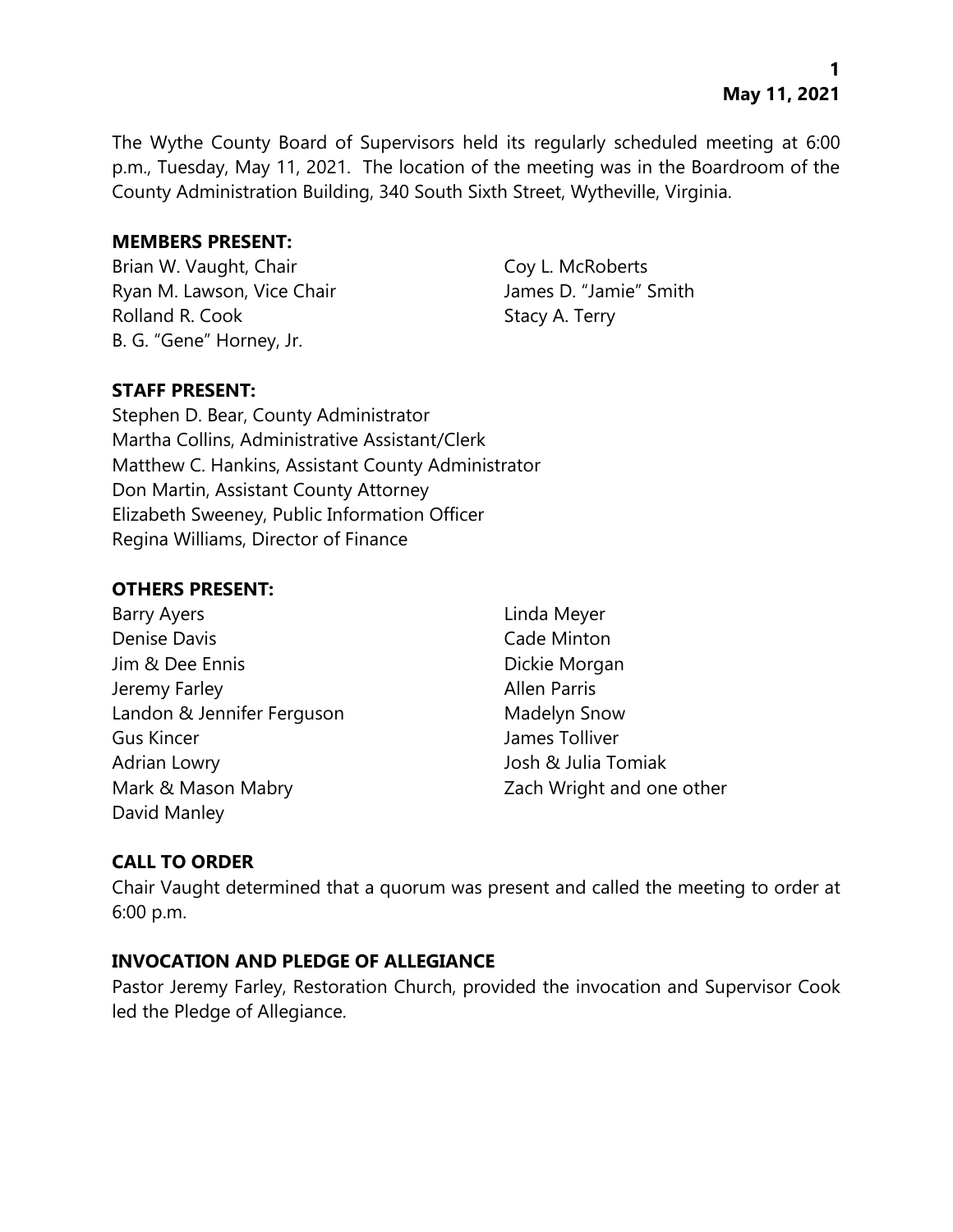The Wythe County Board of Supervisors held its regularly scheduled meeting at 6:00 p.m., Tuesday, May 11, 2021. The location of the meeting was in the Boardroom of the County Administration Building, 340 South Sixth Street, Wytheville, Virginia.

**MEMBERS PRESENT:**

Brian W. Vaught, Chair
Ryan M. Lawson, Vice Chair
Rolland R. Cook
B. G. "Gene" Horney, Jr.
Coy L. McRoberts
James D. "Jamie" Smith
Stacy A. Terry

**STAFF PRESENT:**

Stephen D. Bear, County Administrator
Martha Collins, Administrative Assistant/Clerk
Matthew C. Hankins, Assistant County Administrator
Don Martin, Assistant County Attorney
Elizabeth Sweeney, Public Information Officer
Regina Williams, Director of Finance

**OTHERS PRESENT:**

Barry Ayers
Denise Davis
Jim & Dee Ennis
Jeremy Farley
Landon & Jennifer Ferguson
Gus Kincer
Adrian Lowry
Mark & Mason Mabry
David Manley
Linda Meyer
Cade Minton
Dickie Morgan
Allen Parris
Madelyn Snow
James Tolliver
Josh & Julia Tomiak
Zach Wright and one other

**CALL TO ORDER**

Chair Vaught determined that a quorum was present and called the meeting to order at 6:00 p.m.

**INVOCATION AND PLEDGE OF ALLEGIANCE**

Pastor Jeremy Farley, Restoration Church, provided the invocation and Supervisor Cook led the Pledge of Allegiance.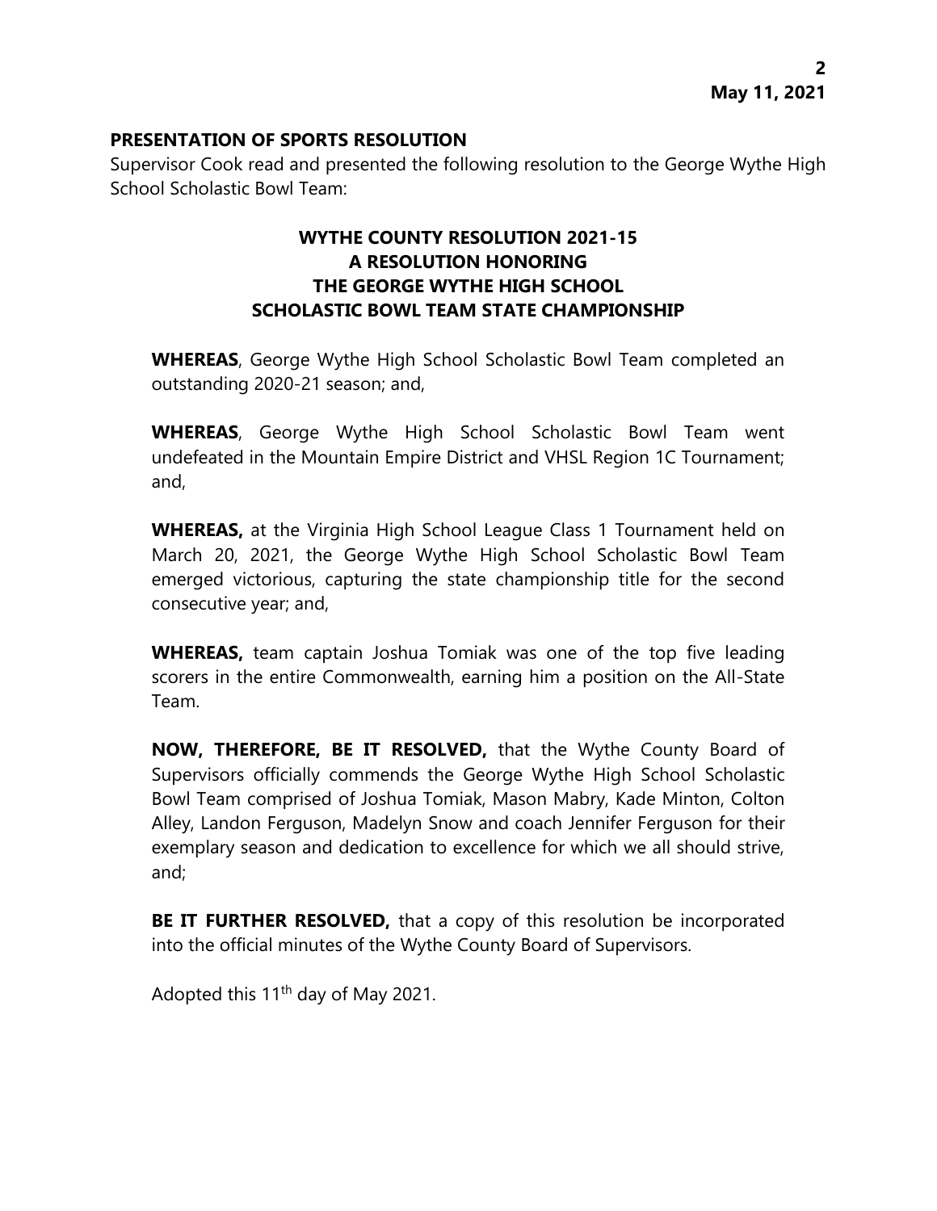**PRESENTATION OF SPORTS RESOLUTION**

Supervisor Cook read and presented the following resolution to the George Wythe High School Scholastic Bowl Team:

**WYTHE COUNTY RESOLUTION 2021-15**
**A RESOLUTION HONORING**
**THE GEORGE WYTHE HIGH SCHOOL**
**SCHOLASTIC BOWL TEAM STATE CHAMPIONSHIP**

**WHEREAS**, George Wythe High School Scholastic Bowl Team completed an outstanding 2020-21 season; and,

**WHEREAS**, George Wythe High School Scholastic Bowl Team went undefeated in the Mountain Empire District and VHSL Region 1C Tournament; and,

**WHEREAS,** at the Virginia High School League Class 1 Tournament held on March 20, 2021, the George Wythe High School Scholastic Bowl Team emerged victorious, capturing the state championship title for the second consecutive year; and,

**WHEREAS,** team captain Joshua Tomiak was one of the top five leading scorers in the entire Commonwealth, earning him a position on the All-State Team.

**NOW, THEREFORE, BE IT RESOLVED,** that the Wythe County Board of Supervisors officially commends the George Wythe High School Scholastic Bowl Team comprised of Joshua Tomiak, Mason Mabry, Kade Minton, Colton Alley, Landon Ferguson, Madelyn Snow and coach Jennifer Ferguson for their exemplary season and dedication to excellence for which we all should strive, and;

**BE IT FURTHER RESOLVED,** that a copy of this resolution be incorporated into the official minutes of the Wythe County Board of Supervisors.

Adopted this 11th day of May 2021.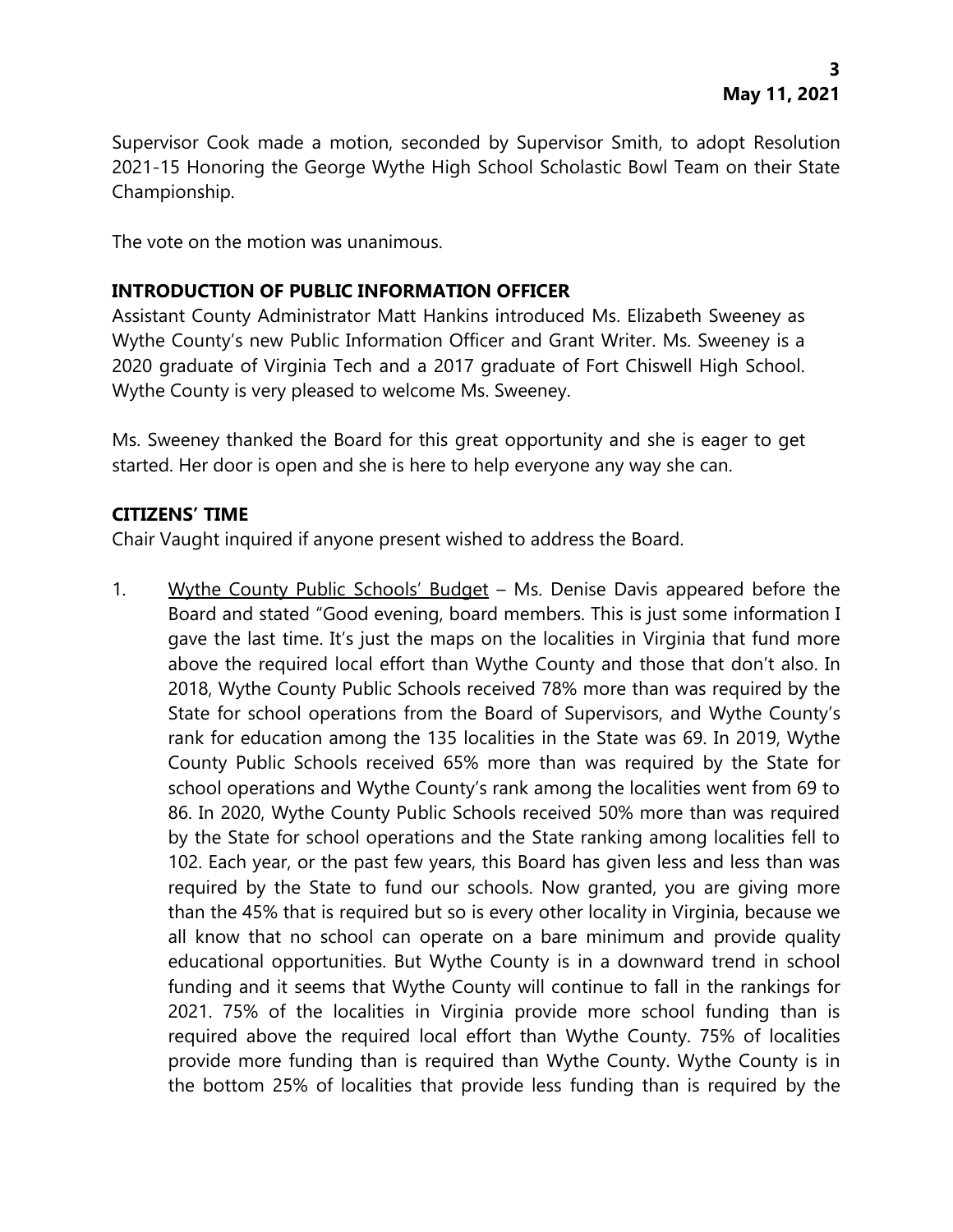Supervisor Cook made a motion, seconded by Supervisor Smith, to adopt Resolution 2021-15 Honoring the George Wythe High School Scholastic Bowl Team on their State Championship.

The vote on the motion was unanimous.

## INTRODUCTION OF PUBLIC INFORMATION OFFICER

Assistant County Administrator Matt Hankins introduced Ms. Elizabeth Sweeney as Wythe County's new Public Information Officer and Grant Writer. Ms. Sweeney is a 2020 graduate of Virginia Tech and a 2017 graduate of Fort Chiswell High School. Wythe County is very pleased to welcome Ms. Sweeney.

Ms. Sweeney thanked the Board for this great opportunity and she is eager to get started. Her door is open and she is here to help everyone any way she can.

## CITIZENS' TIME

Chair Vaught inquired if anyone present wished to address the Board.

1. Wythe County Public Schools' Budget – Ms. Denise Davis appeared before the Board and stated "Good evening, board members. This is just some information I gave the last time. It's just the maps on the localities in Virginia that fund more above the required local effort than Wythe County and those that don't also. In 2018, Wythe County Public Schools received 78% more than was required by the State for school operations from the Board of Supervisors, and Wythe County's rank for education among the 135 localities in the State was 69. In 2019, Wythe County Public Schools received 65% more than was required by the State for school operations and Wythe County's rank among the localities went from 69 to 86. In 2020, Wythe County Public Schools received 50% more than was required by the State for school operations and the State ranking among localities fell to 102. Each year, or the past few years, this Board has given less and less than was required by the State to fund our schools. Now granted, you are giving more than the 45% that is required but so is every other locality in Virginia, because we all know that no school can operate on a bare minimum and provide quality educational opportunities. But Wythe County is in a downward trend in school funding and it seems that Wythe County will continue to fall in the rankings for 2021. 75% of the localities in Virginia provide more school funding than is required above the required local effort than Wythe County. 75% of localities provide more funding than is required than Wythe County. Wythe County is in the bottom 25% of localities that provide less funding than is required by the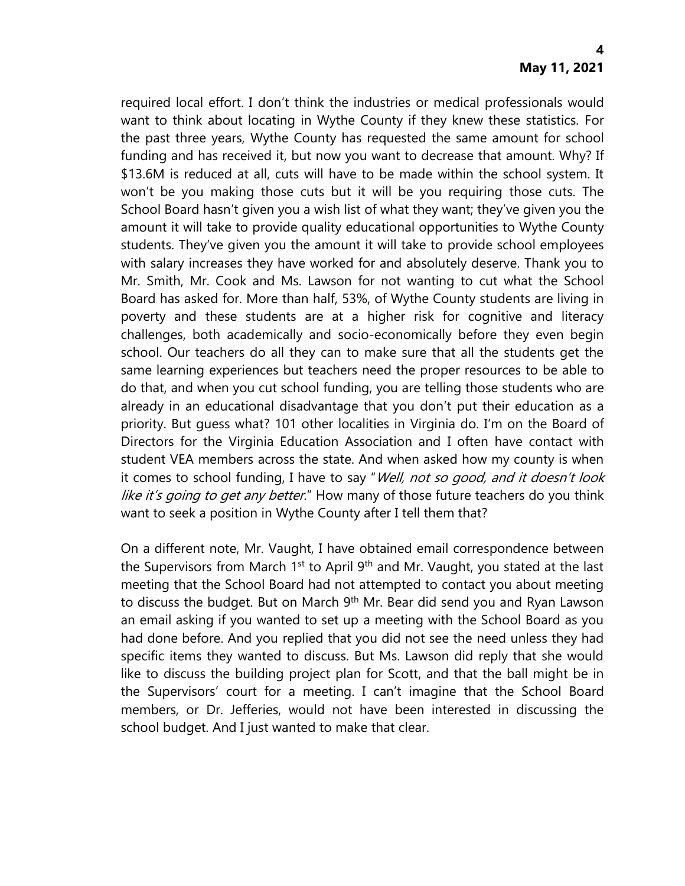required local effort. I don't think the industries or medical professionals would want to think about locating in Wythe County if they knew these statistics. For the past three years, Wythe County has requested the same amount for school funding and has received it, but now you want to decrease that amount. Why? If \$13.6M is reduced at all, cuts will have to be made within the school system. It won't be you making those cuts but it will be you requiring those cuts. The School Board hasn't given you a wish list of what they want; they've given you the amount it will take to provide quality educational opportunities to Wythe County students. They've given you the amount it will take to provide school employees with salary increases they have worked for and absolutely deserve. Thank you to Mr. Smith, Mr. Cook and Ms. Lawson for not wanting to cut what the School Board has asked for. More than half, 53%, of Wythe County students are living in poverty and these students are at a higher risk for cognitive and literacy challenges, both academically and socio-economically before they even begin school. Our teachers do all they can to make sure that all the students get the same learning experiences but teachers need the proper resources to be able to do that, and when you cut school funding, you are telling those students who are already in an educational disadvantage that you don't put their education as a priority. But guess what? 101 other localities in Virginia do. I'm on the Board of Directors for the Virginia Education Association and I often have contact with student VEA members across the state. And when asked how my county is when it comes to school funding, I have to say "*Well, not so good, and it doesn't look like it's going to get any better.*" How many of those future teachers do you think want to seek a position in Wythe County after I tell them that?

On a different note, Mr. Vaught, I have obtained email correspondence between the Supervisors from March 1st to April 9th and Mr. Vaught, you stated at the last meeting that the School Board had not attempted to contact you about meeting to discuss the budget. But on March 9th Mr. Bear did send you and Ryan Lawson an email asking if you wanted to set up a meeting with the School Board as you had done before. And you replied that you did not see the need unless they had specific items they wanted to discuss. But Ms. Lawson did reply that she would like to discuss the building project plan for Scott, and that the ball might be in the Supervisors' court for a meeting. I can't imagine that the School Board members, or Dr. Jefferies, would not have been interested in discussing the school budget. And I just wanted to make that clear.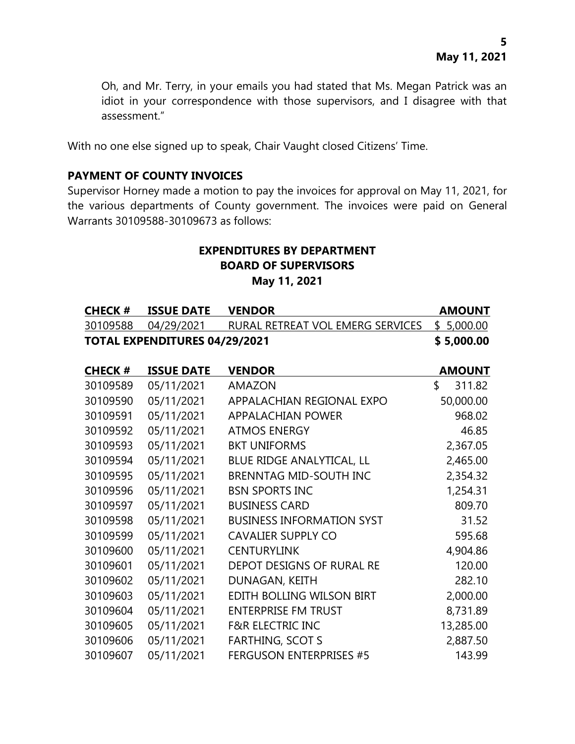Oh, and Mr. Terry, in your emails you had stated that Ms. Megan Patrick was an idiot in your correspondence with those supervisors, and I disagree with that assessment."

With no one else signed up to speak, Chair Vaught closed Citizens' Time.

**PAYMENT OF COUNTY INVOICES**

Supervisor Horney made a motion to pay the invoices for approval on May 11, 2021, for the various departments of County government. The invoices were paid on General Warrants 30109588-30109673 as follows:

**EXPENDITURES BY DEPARTMENT**
**BOARD OF SUPERVISORS**
**May 11, 2021**

| CHECK # | ISSUE DATE | VENDOR | AMOUNT |
|---|---|---|---|
| 30109588 | 04/29/2021 | RURAL RETREAT VOL EMERG SERVICES | $ 5,000.00 |
| **TOTAL EXPENDITURES 04/29/2021** | | | **$ 5,000.00** |

| CHECK # | ISSUE DATE | VENDOR | AMOUNT |
|---|---|---|---|
| 30109589 | 05/11/2021 | AMAZON | $ 311.82 |
| 30109590 | 05/11/2021 | APPALACHIAN REGIONAL EXPO | 50,000.00 |
| 30109591 | 05/11/2021 | APPALACHIAN POWER | 968.02 |
| 30109592 | 05/11/2021 | ATMOS ENERGY | 46.85 |
| 30109593 | 05/11/2021 | BKT UNIFORMS | 2,367.05 |
| 30109594 | 05/11/2021 | BLUE RIDGE ANALYTICAL, LL | 2,465.00 |
| 30109595 | 05/11/2021 | BRENNTAG MID-SOUTH INC | 2,354.32 |
| 30109596 | 05/11/2021 | BSN SPORTS INC | 1,254.31 |
| 30109597 | 05/11/2021 | BUSINESS CARD | 809.70 |
| 30109598 | 05/11/2021 | BUSINESS INFORMATION SYST | 31.52 |
| 30109599 | 05/11/2021 | CAVALIER SUPPLY CO | 595.68 |
| 30109600 | 05/11/2021 | CENTURYLINK | 4,904.86 |
| 30109601 | 05/11/2021 | DEPOT DESIGNS OF RURAL RE | 120.00 |
| 30109602 | 05/11/2021 | DUNAGAN, KEITH | 282.10 |
| 30109603 | 05/11/2021 | EDITH BOLLING WILSON BIRT | 2,000.00 |
| 30109604 | 05/11/2021 | ENTERPRISE FM TRUST | 8,731.89 |
| 30109605 | 05/11/2021 | F&R ELECTRIC INC | 13,285.00 |
| 30109606 | 05/11/2021 | FARTHING, SCOT S | 2,887.50 |
| 30109607 | 05/11/2021 | FERGUSON ENTERPRISES #5 | 143.99 |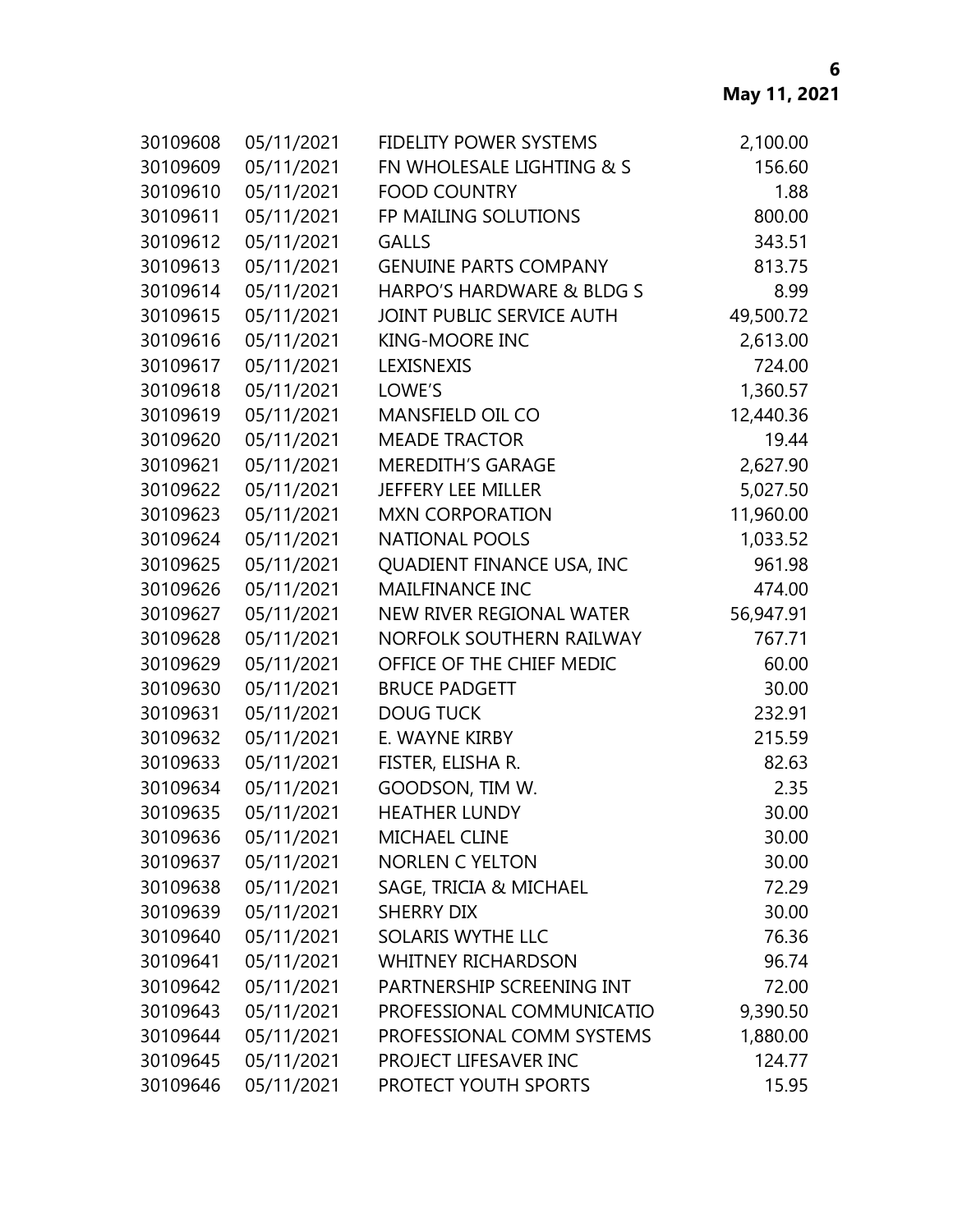May 11, 2021

| | | | |
|---|---|---|---|
| 30109608 | 05/11/2021 | FIDELITY POWER SYSTEMS | 2,100.00 |
| 30109609 | 05/11/2021 | FN WHOLESALE LIGHTING & S | 156.60 |
| 30109610 | 05/11/2021 | FOOD COUNTRY | 1.88 |
| 30109611 | 05/11/2021 | FP MAILING SOLUTIONS | 800.00 |
| 30109612 | 05/11/2021 | GALLS | 343.51 |
| 30109613 | 05/11/2021 | GENUINE PARTS COMPANY | 813.75 |
| 30109614 | 05/11/2021 | HARPO'S HARDWARE & BLDG S | 8.99 |
| 30109615 | 05/11/2021 | JOINT PUBLIC SERVICE AUTH | 49,500.72 |
| 30109616 | 05/11/2021 | KING-MOORE INC | 2,613.00 |
| 30109617 | 05/11/2021 | LEXISNEXIS | 724.00 |
| 30109618 | 05/11/2021 | LOWE'S | 1,360.57 |
| 30109619 | 05/11/2021 | MANSFIELD OIL CO | 12,440.36 |
| 30109620 | 05/11/2021 | MEADE TRACTOR | 19.44 |
| 30109621 | 05/11/2021 | MEREDITH'S GARAGE | 2,627.90 |
| 30109622 | 05/11/2021 | JEFFERY LEE MILLER | 5,027.50 |
| 30109623 | 05/11/2021 | MXN CORPORATION | 11,960.00 |
| 30109624 | 05/11/2021 | NATIONAL POOLS | 1,033.52 |
| 30109625 | 05/11/2021 | QUADIENT FINANCE USA, INC | 961.98 |
| 30109626 | 05/11/2021 | MAILFINANCE INC | 474.00 |
| 30109627 | 05/11/2021 | NEW RIVER REGIONAL WATER | 56,947.91 |
| 30109628 | 05/11/2021 | NORFOLK SOUTHERN RAILWAY | 767.71 |
| 30109629 | 05/11/2021 | OFFICE OF THE CHIEF MEDIC | 60.00 |
| 30109630 | 05/11/2021 | BRUCE PADGETT | 30.00 |
| 30109631 | 05/11/2021 | DOUG TUCK | 232.91 |
| 30109632 | 05/11/2021 | E. WAYNE KIRBY | 215.59 |
| 30109633 | 05/11/2021 | FISTER, ELISHA R. | 82.63 |
| 30109634 | 05/11/2021 | GOODSON, TIM W. | 2.35 |
| 30109635 | 05/11/2021 | HEATHER LUNDY | 30.00 |
| 30109636 | 05/11/2021 | MICHAEL CLINE | 30.00 |
| 30109637 | 05/11/2021 | NORLEN C YELTON | 30.00 |
| 30109638 | 05/11/2021 | SAGE, TRICIA & MICHAEL | 72.29 |
| 30109639 | 05/11/2021 | SHERRY DIX | 30.00 |
| 30109640 | 05/11/2021 | SOLARIS WYTHE LLC | 76.36 |
| 30109641 | 05/11/2021 | WHITNEY RICHARDSON | 96.74 |
| 30109642 | 05/11/2021 | PARTNERSHIP SCREENING INT | 72.00 |
| 30109643 | 05/11/2021 | PROFESSIONAL COMMUNICATIO | 9,390.50 |
| 30109644 | 05/11/2021 | PROFESSIONAL COMM SYSTEMS | 1,880.00 |
| 30109645 | 05/11/2021 | PROJECT LIFESAVER INC | 124.77 |
| 30109646 | 05/11/2021 | PROTECT YOUTH SPORTS | 15.95 |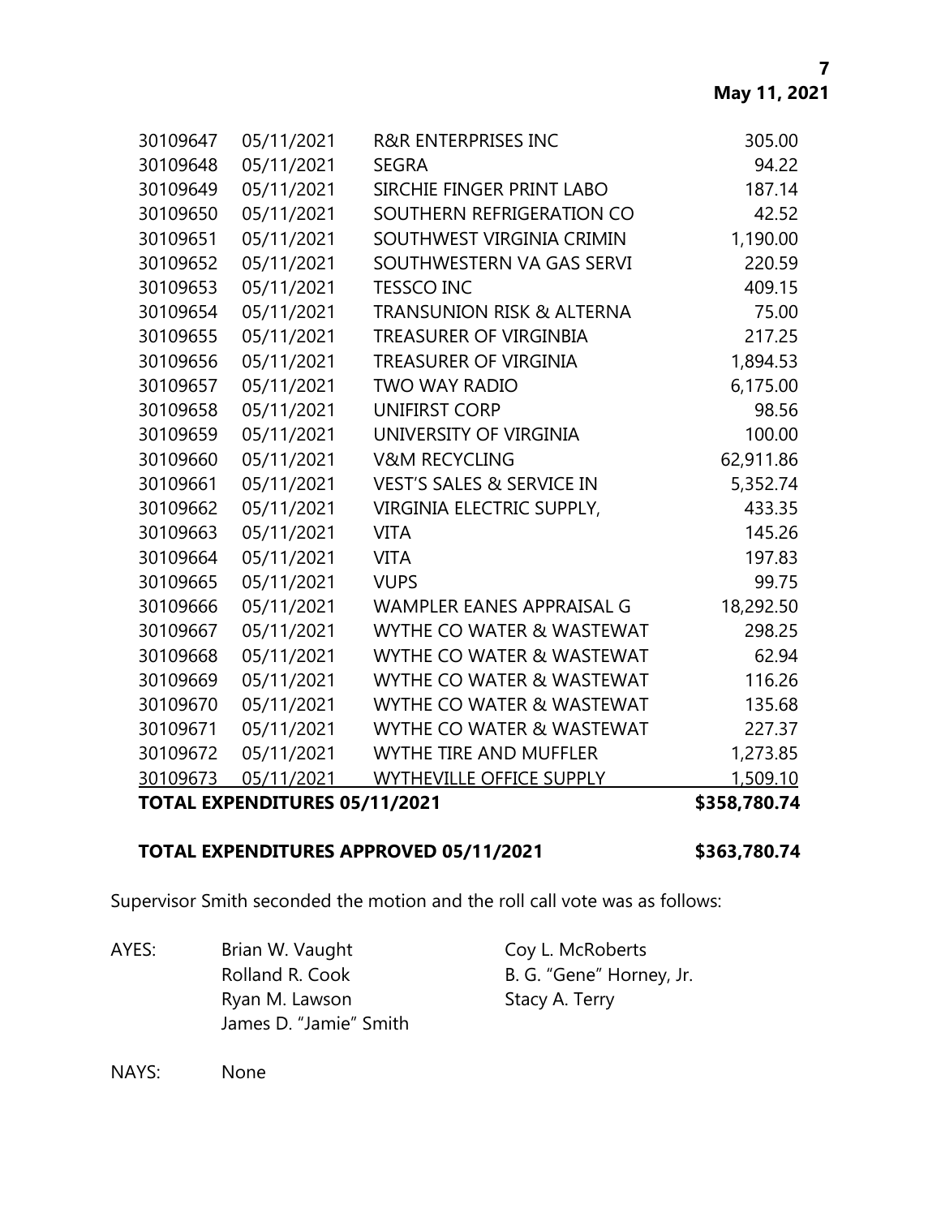| | | | |
|---|---|---|---|
| 30109647 | 05/11/2021 | R&R ENTERPRISES INC | 305.00 |
| 30109648 | 05/11/2021 | SEGRA | 94.22 |
| 30109649 | 05/11/2021 | SIRCHIE FINGER PRINT LABO | 187.14 |
| 30109650 | 05/11/2021 | SOUTHERN REFRIGERATION CO | 42.52 |
| 30109651 | 05/11/2021 | SOUTHWEST VIRGINIA CRIMIN | 1,190.00 |
| 30109652 | 05/11/2021 | SOUTHWESTERN VA GAS SERVI | 220.59 |
| 30109653 | 05/11/2021 | TESSCO INC | 409.15 |
| 30109654 | 05/11/2021 | TRANSUNION RISK & ALTERNA | 75.00 |
| 30109655 | 05/11/2021 | TREASURER OF VIRGINBIA | 217.25 |
| 30109656 | 05/11/2021 | TREASURER OF VIRGINIA | 1,894.53 |
| 30109657 | 05/11/2021 | TWO WAY RADIO | 6,175.00 |
| 30109658 | 05/11/2021 | UNIFIRST CORP | 98.56 |
| 30109659 | 05/11/2021 | UNIVERSITY OF VIRGINIA | 100.00 |
| 30109660 | 05/11/2021 | V&M RECYCLING | 62,911.86 |
| 30109661 | 05/11/2021 | VEST'S SALES & SERVICE IN | 5,352.74 |
| 30109662 | 05/11/2021 | VIRGINIA ELECTRIC SUPPLY, | 433.35 |
| 30109663 | 05/11/2021 | VITA | 145.26 |
| 30109664 | 05/11/2021 | VITA | 197.83 |
| 30109665 | 05/11/2021 | VUPS | 99.75 |
| 30109666 | 05/11/2021 | WAMPLER EANES APPRAISAL G | 18,292.50 |
| 30109667 | 05/11/2021 | WYTHE CO WATER & WASTEWAT | 298.25 |
| 30109668 | 05/11/2021 | WYTHE CO WATER & WASTEWAT | 62.94 |
| 30109669 | 05/11/2021 | WYTHE CO WATER & WASTEWAT | 116.26 |
| 30109670 | 05/11/2021 | WYTHE CO WATER & WASTEWAT | 135.68 |
| 30109671 | 05/11/2021 | WYTHE CO WATER & WASTEWAT | 227.37 |
| 30109672 | 05/11/2021 | WYTHE TIRE AND MUFFLER | 1,273.85 |
| 30109673 | 05/11/2021 | WYTHEVILLE OFFICE SUPPLY | 1,509.10 |
| **TOTAL EXPENDITURES 05/11/2021** | | | **$358,780.74** |

**TOTAL EXPENDITURES APPROVED 05/11/2021 $363,780.74**

Supervisor Smith seconded the motion and the roll call vote was as follows:

AYES: Brian W. Vaught, Coy L. McRoberts, Rolland R. Cook, B. G. "Gene" Horney, Jr., Ryan M. Lawson, Stacy A. Terry, James D. "Jamie" Smith

NAYS: None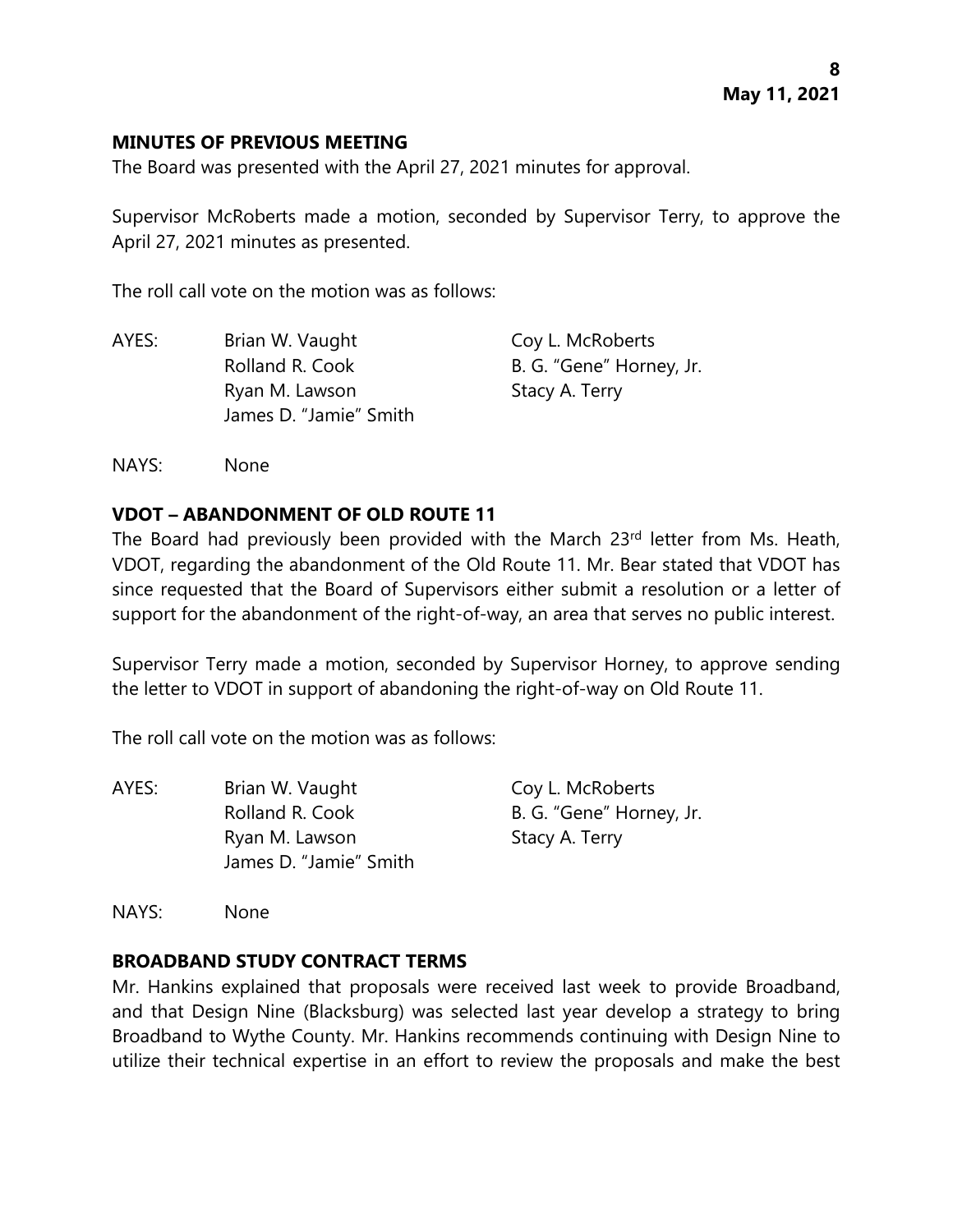## MINUTES OF PREVIOUS MEETING

The Board was presented with the April 27, 2021 minutes for approval.

Supervisor McRoberts made a motion, seconded by Supervisor Terry, to approve the April 27, 2021 minutes as presented.

The roll call vote on the motion was as follows:

AYES: Brian W. Vaught, Coy L. McRoberts, Rolland R. Cook, B. G. "Gene" Horney, Jr., Ryan M. Lawson, Stacy A. Terry, James D. "Jamie" Smith

NAYS: None

## VDOT – ABANDONMENT OF OLD ROUTE 11

The Board had previously been provided with the March 23rd letter from Ms. Heath, VDOT, regarding the abandonment of the Old Route 11. Mr. Bear stated that VDOT has since requested that the Board of Supervisors either submit a resolution or a letter of support for the abandonment of the right-of-way, an area that serves no public interest.

Supervisor Terry made a motion, seconded by Supervisor Horney, to approve sending the letter to VDOT in support of abandoning the right-of-way on Old Route 11.

The roll call vote on the motion was as follows:

AYES: Brian W. Vaught, Coy L. McRoberts, Rolland R. Cook, B. G. "Gene" Horney, Jr., Ryan M. Lawson, Stacy A. Terry, James D. "Jamie" Smith

NAYS: None

## BROADBAND STUDY CONTRACT TERMS

Mr. Hankins explained that proposals were received last week to provide Broadband, and that Design Nine (Blacksburg) was selected last year develop a strategy to bring Broadband to Wythe County. Mr. Hankins recommends continuing with Design Nine to utilize their technical expertise in an effort to review the proposals and make the best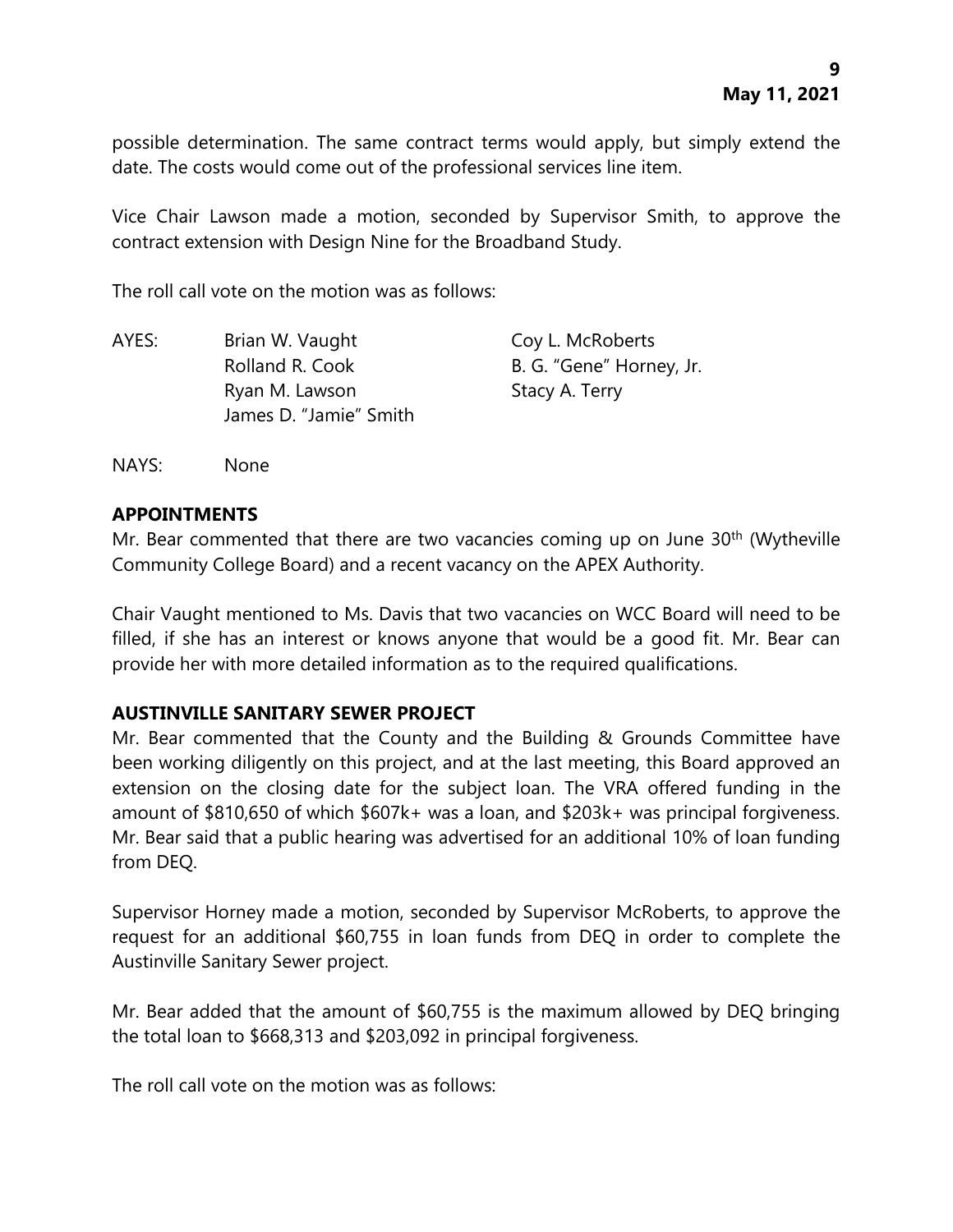possible determination. The same contract terms would apply, but simply extend the date. The costs would come out of the professional services line item.

Vice Chair Lawson made a motion, seconded by Supervisor Smith, to approve the contract extension with Design Nine for the Broadband Study.

The roll call vote on the motion was as follows:

| | | |
|---|---|---|
| AYES: | Brian W. Vaught | Coy L. McRoberts |
| | Rolland R. Cook | B. G. "Gene" Horney, Jr. |
| | Ryan M. Lawson | Stacy A. Terry |
| | James D. "Jamie" Smith | |

NAYS: None

## APPOINTMENTS

Mr. Bear commented that there are two vacancies coming up on June 30th (Wytheville Community College Board) and a recent vacancy on the APEX Authority.

Chair Vaught mentioned to Ms. Davis that two vacancies on WCC Board will need to be filled, if she has an interest or knows anyone that would be a good fit. Mr. Bear can provide her with more detailed information as to the required qualifications.

## AUSTINVILLE SANITARY SEWER PROJECT

Mr. Bear commented that the County and the Building & Grounds Committee have been working diligently on this project, and at the last meeting, this Board approved an extension on the closing date for the subject loan. The VRA offered funding in the amount of $810,650 of which $607k+ was a loan, and $203k+ was principal forgiveness. Mr. Bear said that a public hearing was advertised for an additional 10% of loan funding from DEQ.

Supervisor Horney made a motion, seconded by Supervisor McRoberts, to approve the request for an additional $60,755 in loan funds from DEQ in order to complete the Austinville Sanitary Sewer project.

Mr. Bear added that the amount of $60,755 is the maximum allowed by DEQ bringing the total loan to $668,313 and $203,092 in principal forgiveness.

The roll call vote on the motion was as follows: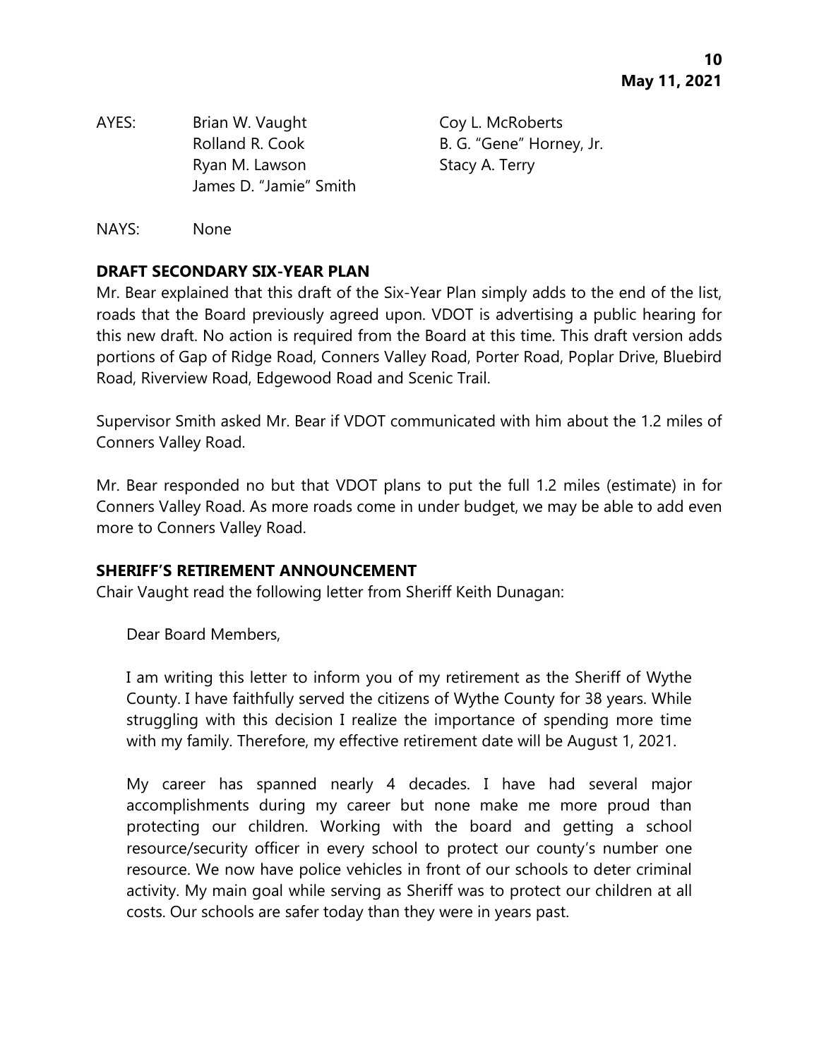AYES: Brian W. Vaught, Coy L. McRoberts, Rolland R. Cook, B. G. "Gene" Horney, Jr., Ryan M. Lawson, Stacy A. Terry, James D. "Jamie" Smith

NAYS: None

**DRAFT SECONDARY SIX-YEAR PLAN**

Mr. Bear explained that this draft of the Six-Year Plan simply adds to the end of the list, roads that the Board previously agreed upon. VDOT is advertising a public hearing for this new draft. No action is required from the Board at this time. This draft version adds portions of Gap of Ridge Road, Conners Valley Road, Porter Road, Poplar Drive, Bluebird Road, Riverview Road, Edgewood Road and Scenic Trail.

Supervisor Smith asked Mr. Bear if VDOT communicated with him about the 1.2 miles of Conners Valley Road.

Mr. Bear responded no but that VDOT plans to put the full 1.2 miles (estimate) in for Conners Valley Road. As more roads come in under budget, we may be able to add even more to Conners Valley Road.

**SHERIFF'S RETIREMENT ANNOUNCEMENT**

Chair Vaught read the following letter from Sheriff Keith Dunagan:

> Dear Board Members,
>
> I am writing this letter to inform you of my retirement as the Sheriff of Wythe County. I have faithfully served the citizens of Wythe County for 38 years. While struggling with this decision I realize the importance of spending more time with my family. Therefore, my effective retirement date will be August 1, 2021.
>
> My career has spanned nearly 4 decades. I have had several major accomplishments during my career but none make me more proud than protecting our children. Working with the board and getting a school resource/security officer in every school to protect our county's number one resource. We now have police vehicles in front of our schools to deter criminal activity. My main goal while serving as Sheriff was to protect our children at all costs. Our schools are safer today than they were in years past.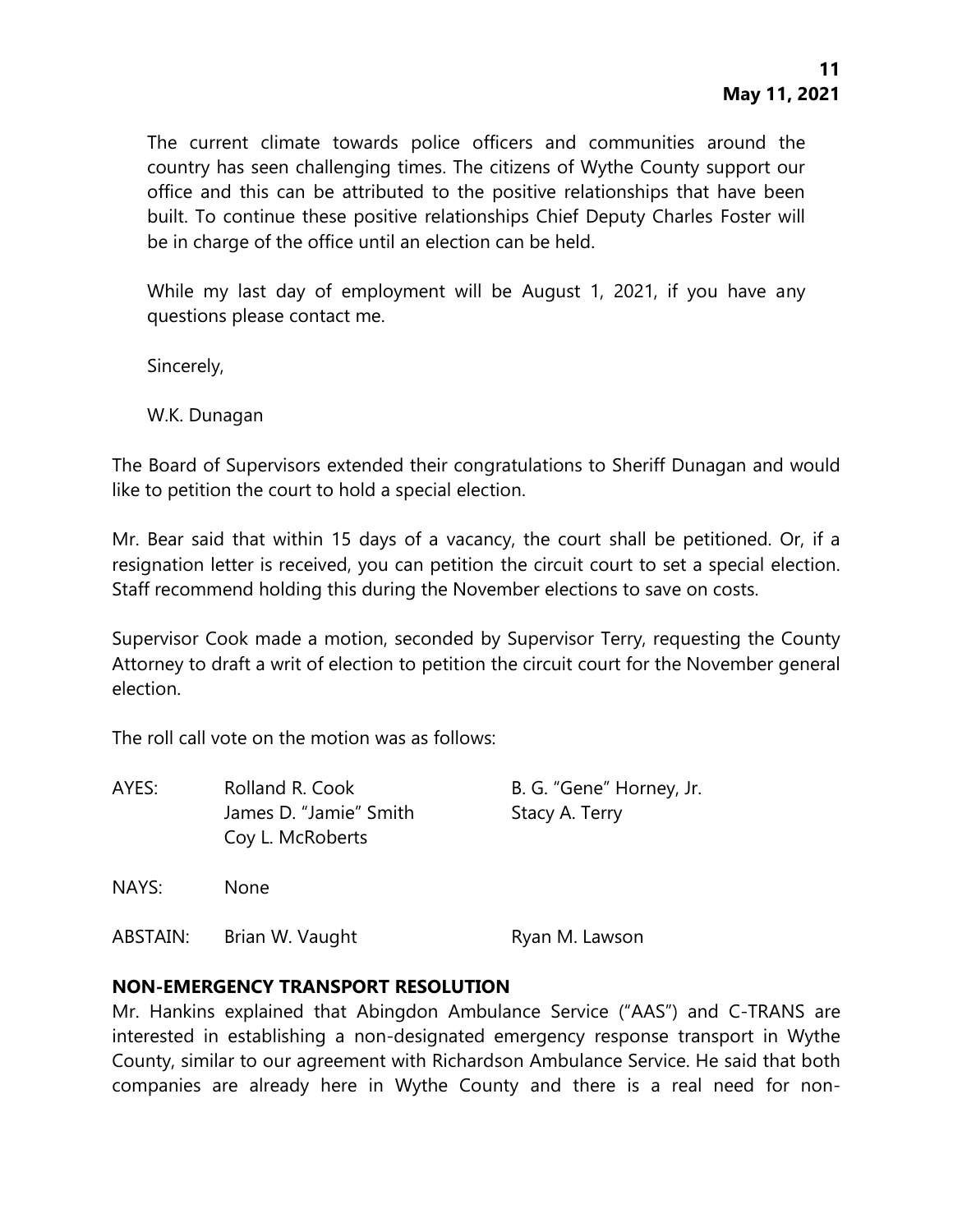The current climate towards police officers and communities around the country has seen challenging times. The citizens of Wythe County support our office and this can be attributed to the positive relationships that have been built. To continue these positive relationships Chief Deputy Charles Foster will be in charge of the office until an election can be held.

While my last day of employment will be August 1, 2021, if you have any questions please contact me.

Sincerely,

W.K. Dunagan

The Board of Supervisors extended their congratulations to Sheriff Dunagan and would like to petition the court to hold a special election.

Mr. Bear said that within 15 days of a vacancy, the court shall be petitioned. Or, if a resignation letter is received, you can petition the circuit court to set a special election. Staff recommend holding this during the November elections to save on costs.

Supervisor Cook made a motion, seconded by Supervisor Terry, requesting the County Attorney to draft a writ of election to petition the circuit court for the November general election.

The roll call vote on the motion was as follows:

| | | |
|---|---|---|
| AYES: | Rolland R. Cook | B. G. "Gene" Horney, Jr. |
| | James D. "Jamie" Smith | Stacy A. Terry |
| | Coy L. McRoberts | |
| NAYS: | None | |
| ABSTAIN: | Brian W. Vaught | Ryan M. Lawson |

**NON-EMERGENCY TRANSPORT RESOLUTION**

Mr. Hankins explained that Abingdon Ambulance Service ("AAS") and C-TRANS are interested in establishing a non-designated emergency response transport in Wythe County, similar to our agreement with Richardson Ambulance Service. He said that both companies are already here in Wythe County and there is a real need for non-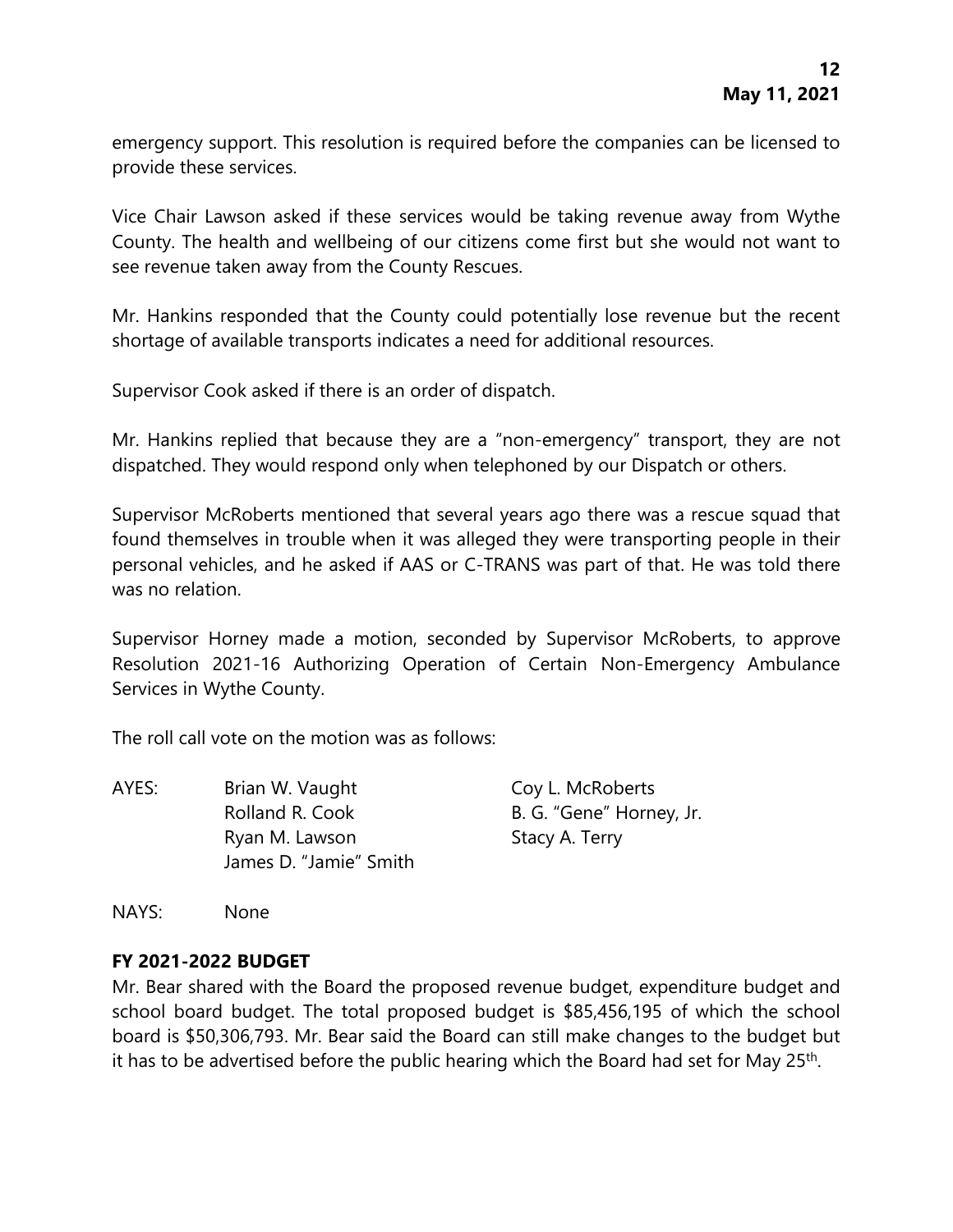emergency support. This resolution is required before the companies can be licensed to provide these services.

Vice Chair Lawson asked if these services would be taking revenue away from Wythe County. The health and wellbeing of our citizens come first but she would not want to see revenue taken away from the County Rescues.

Mr. Hankins responded that the County could potentially lose revenue but the recent shortage of available transports indicates a need for additional resources.

Supervisor Cook asked if there is an order of dispatch.

Mr. Hankins replied that because they are a "non-emergency" transport, they are not dispatched. They would respond only when telephoned by our Dispatch or others.

Supervisor McRoberts mentioned that several years ago there was a rescue squad that found themselves in trouble when it was alleged they were transporting people in their personal vehicles, and he asked if AAS or C-TRANS was part of that. He was told there was no relation.

Supervisor Horney made a motion, seconded by Supervisor McRoberts, to approve Resolution 2021-16 Authorizing Operation of Certain Non-Emergency Ambulance Services in Wythe County.

The roll call vote on the motion was as follows:

AYES: Brian W. Vaught, Coy L. McRoberts, Rolland R. Cook, B. G. "Gene" Horney, Jr., Ryan M. Lawson, Stacy A. Terry, James D. "Jamie" Smith

NAYS: None

**FY 2021-2022 BUDGET**

Mr. Bear shared with the Board the proposed revenue budget, expenditure budget and school board budget. The total proposed budget is $85,456,195 of which the school board is $50,306,793. Mr. Bear said the Board can still make changes to the budget but it has to be advertised before the public hearing which the Board had set for May 25th.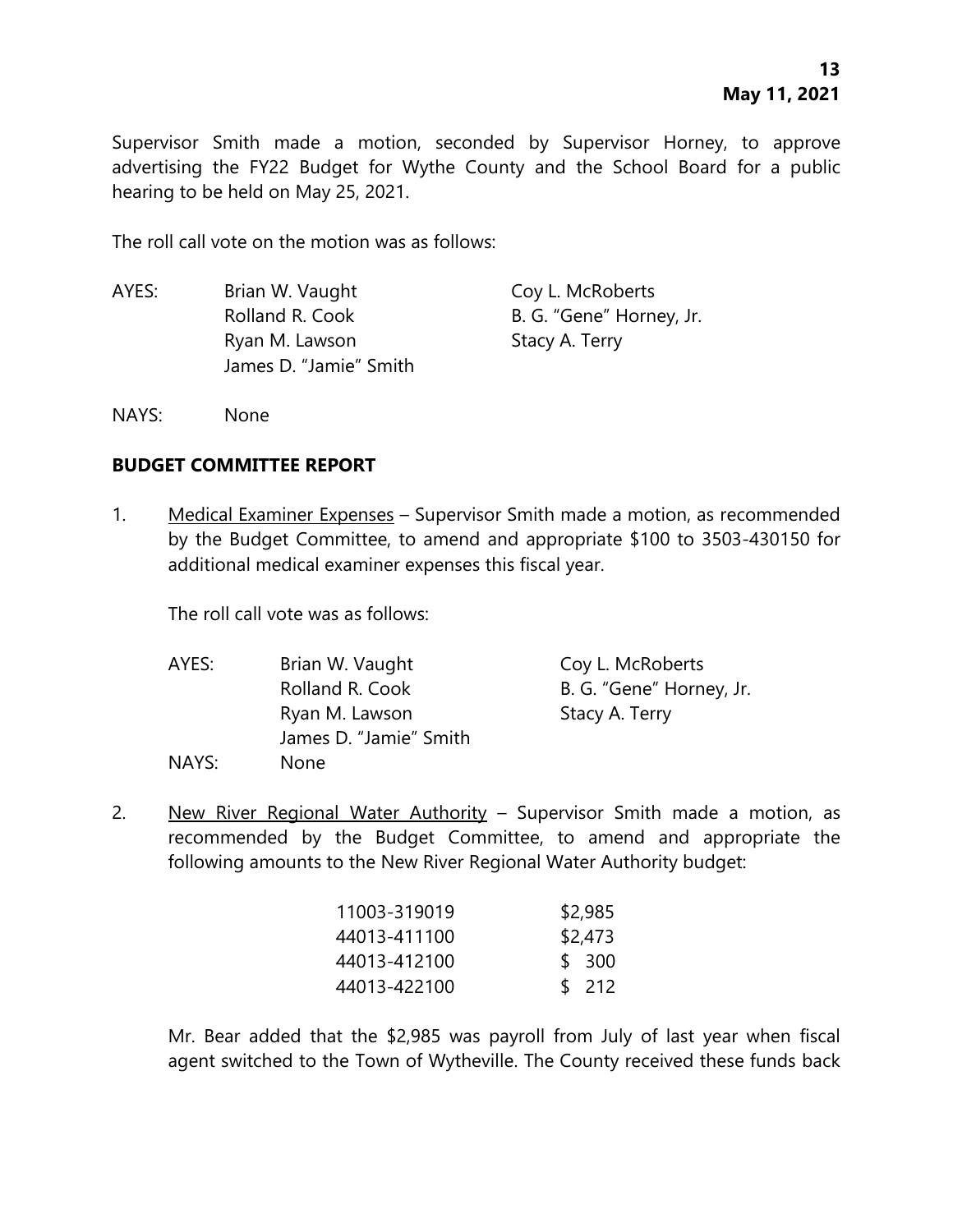Supervisor Smith made a motion, seconded by Supervisor Horney, to approve advertising the FY22 Budget for Wythe County and the School Board for a public hearing to be held on May 25, 2021.

The roll call vote on the motion was as follows:

| AYES: | Brian W. Vaught | Coy L. McRoberts |
|---|---|---|
| | Rolland R. Cook | B. G. "Gene" Horney, Jr. |
| | Ryan M. Lawson | Stacy A. Terry |
| | James D. "Jamie" Smith | |

NAYS: None

**BUDGET COMMITTEE REPORT**

1. Medical Examiner Expenses – Supervisor Smith made a motion, as recommended by the Budget Committee, to amend and appropriate $100 to 3503-430150 for additional medical examiner expenses this fiscal year.

   The roll call vote was as follows:

   | AYES: | Brian W. Vaught | Coy L. McRoberts |
   |---|---|---|
   | | Rolland R. Cook | B. G. "Gene" Horney, Jr. |
   | | Ryan M. Lawson | Stacy A. Terry |
   | | James D. "Jamie" Smith | |
   | NAYS: | None | |

2. New River Regional Water Authority – Supervisor Smith made a motion, as recommended by the Budget Committee, to amend and appropriate the following amounts to the New River Regional Water Authority budget:

   | | |
   |---|---|
   | 11003-319019 | $2,985 |
   | 44013-411100 | $2,473 |
   | 44013-412100 | $ 300 |
   | 44013-422100 | $ 212 |

   Mr. Bear added that the $2,985 was payroll from July of last year when fiscal agent switched to the Town of Wytheville. The County received these funds back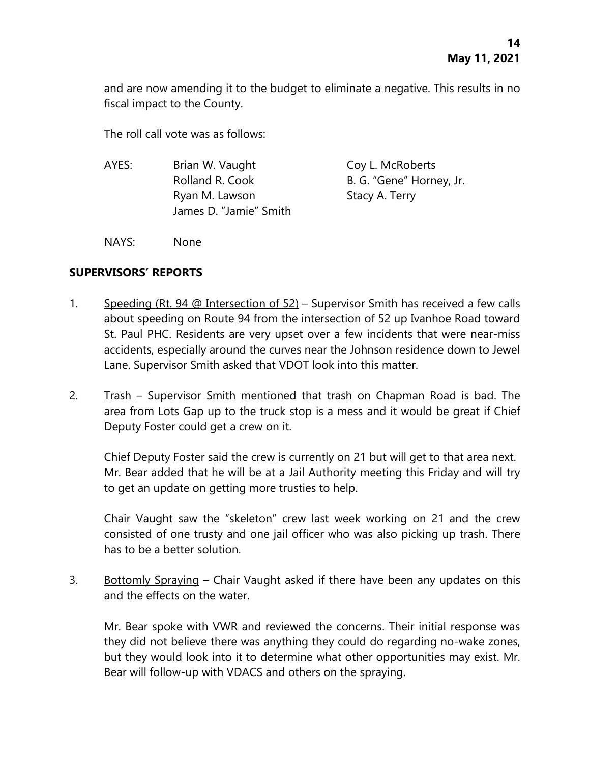and are now amending it to the budget to eliminate a negative. This results in no fiscal impact to the County.

The roll call vote was as follows:

| | | |
|---|---|---|
| AYES: | Brian W. Vaught | Coy L. McRoberts |
| | Rolland R. Cook | B. G. "Gene" Horney, Jr. |
| | Ryan M. Lawson | Stacy A. Terry |
| | James D. "Jamie" Smith | |
| NAYS: | None | |

## SUPERVISORS' REPORTS

1. Speeding (Rt. 94 @ Intersection of 52) – Supervisor Smith has received a few calls about speeding on Route 94 from the intersection of 52 up Ivanhoe Road toward St. Paul PHC. Residents are very upset over a few incidents that were near-miss accidents, especially around the curves near the Johnson residence down to Jewel Lane. Supervisor Smith asked that VDOT look into this matter.

2. Trash – Supervisor Smith mentioned that trash on Chapman Road is bad. The area from Lots Gap up to the truck stop is a mess and it would be great if Chief Deputy Foster could get a crew on it.

   Chief Deputy Foster said the crew is currently on 21 but will get to that area next. Mr. Bear added that he will be at a Jail Authority meeting this Friday and will try to get an update on getting more trusties to help.

   Chair Vaught saw the "skeleton" crew last week working on 21 and the crew consisted of one trusty and one jail officer who was also picking up trash. There has to be a better solution.

3. Bottomly Spraying – Chair Vaught asked if there have been any updates on this and the effects on the water.

   Mr. Bear spoke with VWR and reviewed the concerns. Their initial response was they did not believe there was anything they could do regarding no-wake zones, but they would look into it to determine what other opportunities may exist. Mr. Bear will follow-up with VDACS and others on the spraying.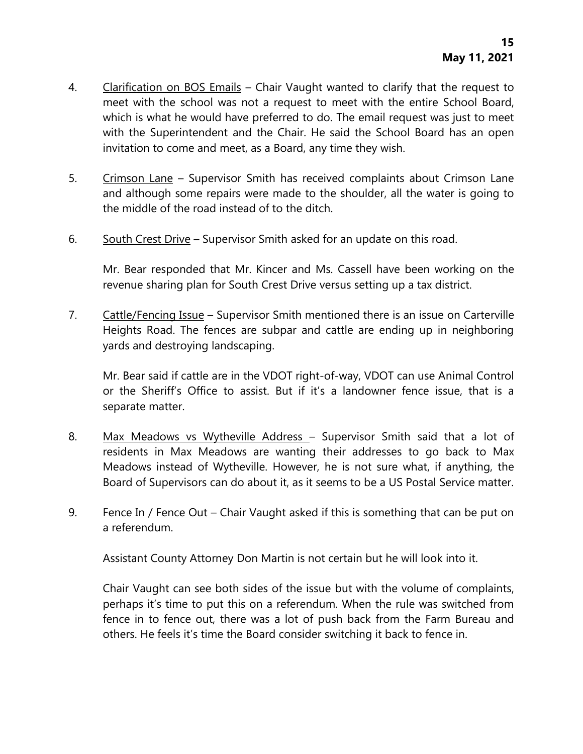4. Clarification on BOS Emails – Chair Vaught wanted to clarify that the request to meet with the school was not a request to meet with the entire School Board, which is what he would have preferred to do. The email request was just to meet with the Superintendent and the Chair. He said the School Board has an open invitation to come and meet, as a Board, any time they wish.

5. Crimson Lane – Supervisor Smith has received complaints about Crimson Lane and although some repairs were made to the shoulder, all the water is going to the middle of the road instead of to the ditch.

6. South Crest Drive – Supervisor Smith asked for an update on this road.

   Mr. Bear responded that Mr. Kincer and Ms. Cassell have been working on the revenue sharing plan for South Crest Drive versus setting up a tax district.

7. Cattle/Fencing Issue – Supervisor Smith mentioned there is an issue on Carterville Heights Road. The fences are subpar and cattle are ending up in neighboring yards and destroying landscaping.

   Mr. Bear said if cattle are in the VDOT right-of-way, VDOT can use Animal Control or the Sheriff's Office to assist. But if it's a landowner fence issue, that is a separate matter.

8. Max Meadows vs Wytheville Address – Supervisor Smith said that a lot of residents in Max Meadows are wanting their addresses to go back to Max Meadows instead of Wytheville. However, he is not sure what, if anything, the Board of Supervisors can do about it, as it seems to be a US Postal Service matter.

9. Fence In / Fence Out – Chair Vaught asked if this is something that can be put on a referendum.

   Assistant County Attorney Don Martin is not certain but he will look into it.

   Chair Vaught can see both sides of the issue but with the volume of complaints, perhaps it's time to put this on a referendum. When the rule was switched from fence in to fence out, there was a lot of push back from the Farm Bureau and others. He feels it's time the Board consider switching it back to fence in.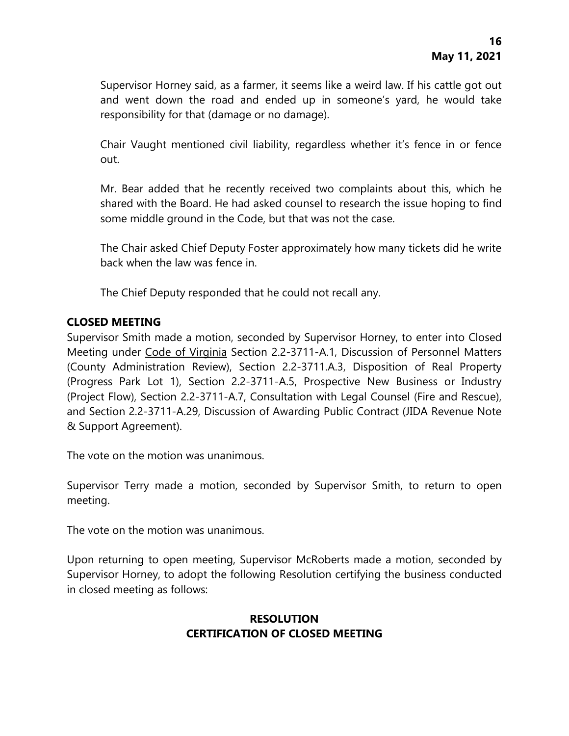Supervisor Horney said, as a farmer, it seems like a weird law. If his cattle got out and went down the road and ended up in someone's yard, he would take responsibility for that (damage or no damage).

Chair Vaught mentioned civil liability, regardless whether it's fence in or fence out.

Mr. Bear added that he recently received two complaints about this, which he shared with the Board. He had asked counsel to research the issue hoping to find some middle ground in the Code, but that was not the case.

The Chair asked Chief Deputy Foster approximately how many tickets did he write back when the law was fence in.

The Chief Deputy responded that he could not recall any.

**CLOSED MEETING**

Supervisor Smith made a motion, seconded by Supervisor Horney, to enter into Closed Meeting under Code of Virginia Section 2.2-3711-A.1, Discussion of Personnel Matters (County Administration Review), Section 2.2-3711.A.3, Disposition of Real Property (Progress Park Lot 1), Section 2.2-3711-A.5, Prospective New Business or Industry (Project Flow), Section 2.2-3711-A.7, Consultation with Legal Counsel (Fire and Rescue), and Section 2.2-3711-A.29, Discussion of Awarding Public Contract (JIDA Revenue Note & Support Agreement).

The vote on the motion was unanimous.

Supervisor Terry made a motion, seconded by Supervisor Smith, to return to open meeting.

The vote on the motion was unanimous.

Upon returning to open meeting, Supervisor McRoberts made a motion, seconded by Supervisor Horney, to adopt the following Resolution certifying the business conducted in closed meeting as follows:

**RESOLUTION**
**CERTIFICATION OF CLOSED MEETING**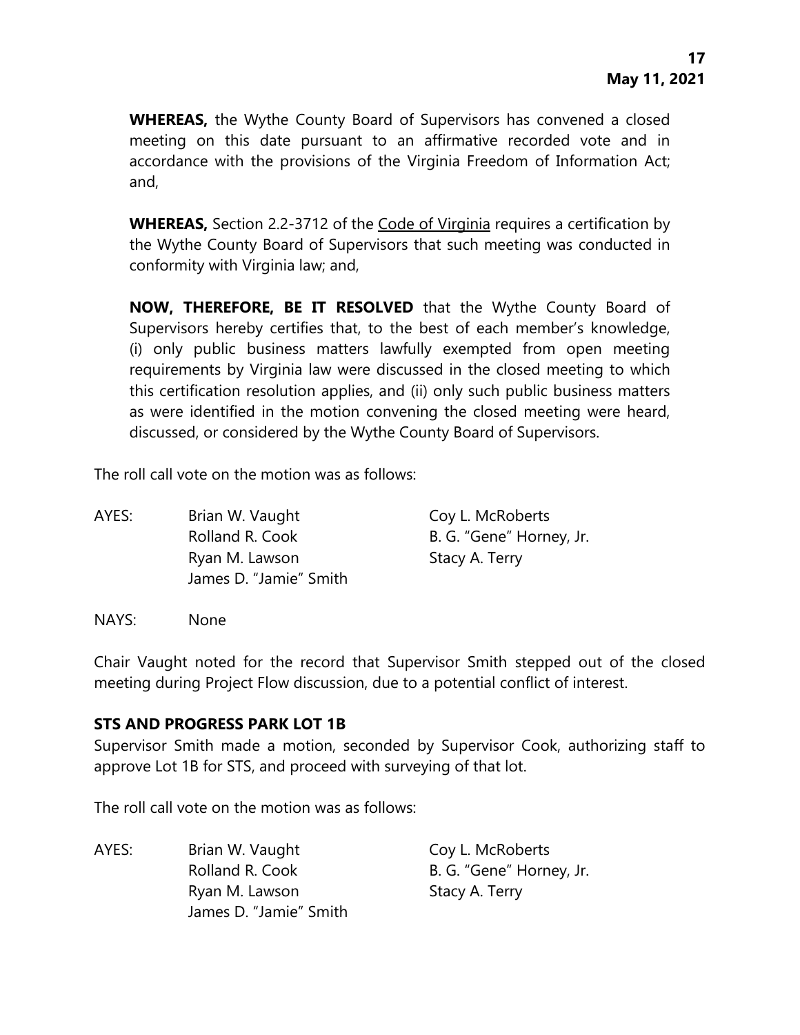**WHEREAS,** the Wythe County Board of Supervisors has convened a closed meeting on this date pursuant to an affirmative recorded vote and in accordance with the provisions of the Virginia Freedom of Information Act; and,

**WHEREAS,** Section 2.2-3712 of the Code of Virginia requires a certification by the Wythe County Board of Supervisors that such meeting was conducted in conformity with Virginia law; and,

**NOW, THEREFORE, BE IT RESOLVED** that the Wythe County Board of Supervisors hereby certifies that, to the best of each member's knowledge, (i) only public business matters lawfully exempted from open meeting requirements by Virginia law were discussed in the closed meeting to which this certification resolution applies, and (ii) only such public business matters as were identified in the motion convening the closed meeting were heard, discussed, or considered by the Wythe County Board of Supervisors.

The roll call vote on the motion was as follows:

AYES: Brian W. Vaught, Coy L. McRoberts, Rolland R. Cook, B. G. "Gene" Horney, Jr., Ryan M. Lawson, Stacy A. Terry, James D. "Jamie" Smith

NAYS: None

Chair Vaught noted for the record that Supervisor Smith stepped out of the closed meeting during Project Flow discussion, due to a potential conflict of interest.

**STS AND PROGRESS PARK LOT 1B**

Supervisor Smith made a motion, seconded by Supervisor Cook, authorizing staff to approve Lot 1B for STS, and proceed with surveying of that lot.

The roll call vote on the motion was as follows:

AYES: Brian W. Vaught, Coy L. McRoberts, Rolland R. Cook, B. G. "Gene" Horney, Jr., Ryan M. Lawson, Stacy A. Terry, James D. "Jamie" Smith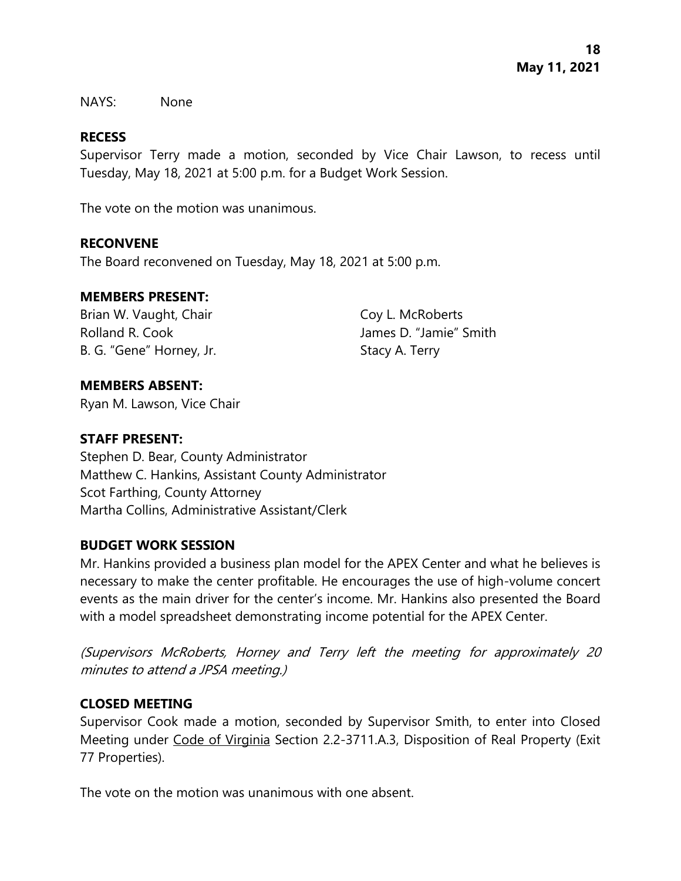NAYS: None

**RECESS**

Supervisor Terry made a motion, seconded by Vice Chair Lawson, to recess until Tuesday, May 18, 2021 at 5:00 p.m. for a Budget Work Session.

The vote on the motion was unanimous.

**RECONVENE**

The Board reconvened on Tuesday, May 18, 2021 at 5:00 p.m.

**MEMBERS PRESENT:**

Brian W. Vaught, Chair
Rolland R. Cook
B. G. "Gene" Horney, Jr.
Coy L. McRoberts
James D. "Jamie" Smith
Stacy A. Terry

**MEMBERS ABSENT:**

Ryan M. Lawson, Vice Chair

**STAFF PRESENT:**

Stephen D. Bear, County Administrator
Matthew C. Hankins, Assistant County Administrator
Scot Farthing, County Attorney
Martha Collins, Administrative Assistant/Clerk

**BUDGET WORK SESSION**

Mr. Hankins provided a business plan model for the APEX Center and what he believes is necessary to make the center profitable. He encourages the use of high-volume concert events as the main driver for the center's income. Mr. Hankins also presented the Board with a model spreadsheet demonstrating income potential for the APEX Center.

*(Supervisors McRoberts, Horney and Terry left the meeting for approximately 20 minutes to attend a JPSA meeting.)*

**CLOSED MEETING**

Supervisor Cook made a motion, seconded by Supervisor Smith, to enter into Closed Meeting under Code of Virginia Section 2.2-3711.A.3, Disposition of Real Property (Exit 77 Properties).

The vote on the motion was unanimous with one absent.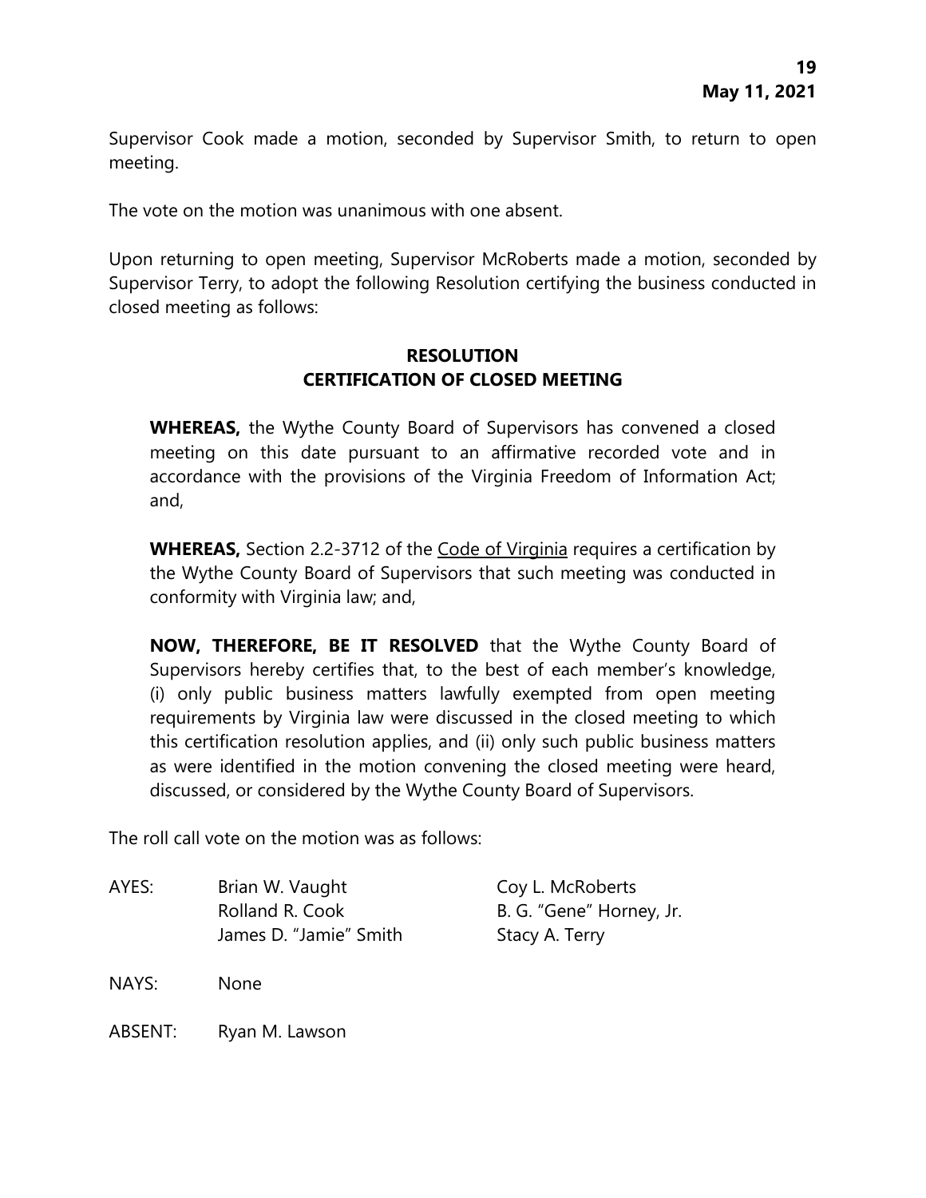Supervisor Cook made a motion, seconded by Supervisor Smith, to return to open meeting.

The vote on the motion was unanimous with one absent.

Upon returning to open meeting, Supervisor McRoberts made a motion, seconded by Supervisor Terry, to adopt the following Resolution certifying the business conducted in closed meeting as follows:

**RESOLUTION**
**CERTIFICATION OF CLOSED MEETING**

**WHEREAS,** the Wythe County Board of Supervisors has convened a closed meeting on this date pursuant to an affirmative recorded vote and in accordance with the provisions of the Virginia Freedom of Information Act; and,

**WHEREAS,** Section 2.2-3712 of the Code of Virginia requires a certification by the Wythe County Board of Supervisors that such meeting was conducted in conformity with Virginia law; and,

**NOW, THEREFORE, BE IT RESOLVED** that the Wythe County Board of Supervisors hereby certifies that, to the best of each member's knowledge, (i) only public business matters lawfully exempted from open meeting requirements by Virginia law were discussed in the closed meeting to which this certification resolution applies, and (ii) only such public business matters as were identified in the motion convening the closed meeting were heard, discussed, or considered by the Wythe County Board of Supervisors.

The roll call vote on the motion was as follows:

| | | |
|---|---|---|
| AYES: | Brian W. Vaught | Coy L. McRoberts |
| | Rolland R. Cook | B. G. "Gene" Horney, Jr. |
| | James D. "Jamie" Smith | Stacy A. Terry |
| NAYS: | None | |
| ABSENT: | Ryan M. Lawson | |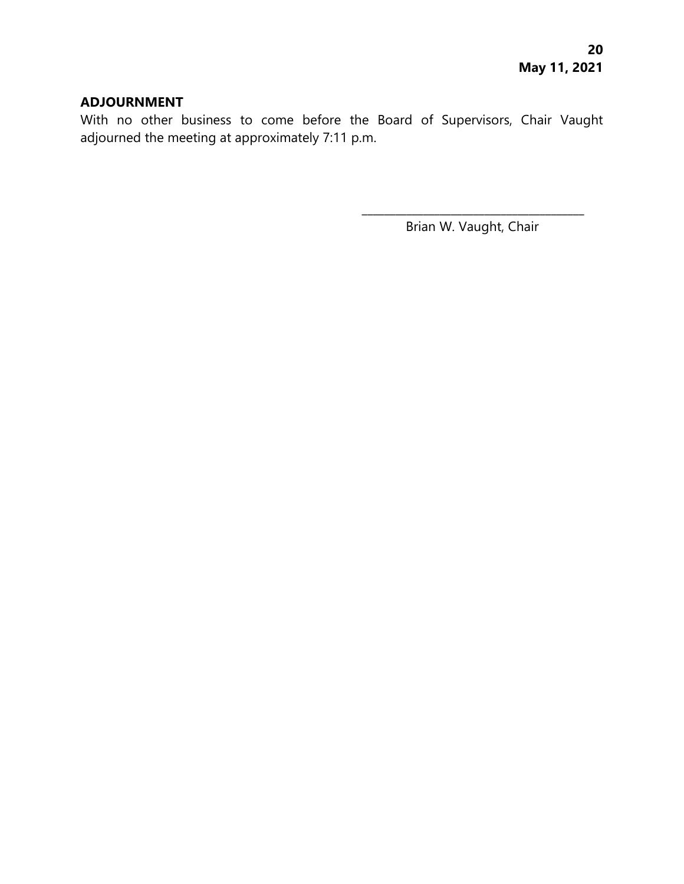## ADJOURNMENT

With no other business to come before the Board of Supervisors, Chair Vaught adjourned the meeting at approximately 7:11 p.m.

\_\_\_\_\_\_\_\_\_\_\_\_\_\_\_\_\_\_\_\_\_\_\_\_\_\_\_\_\_\_\_\_\_\_\_\_\_\_

Brian W. Vaught, Chair